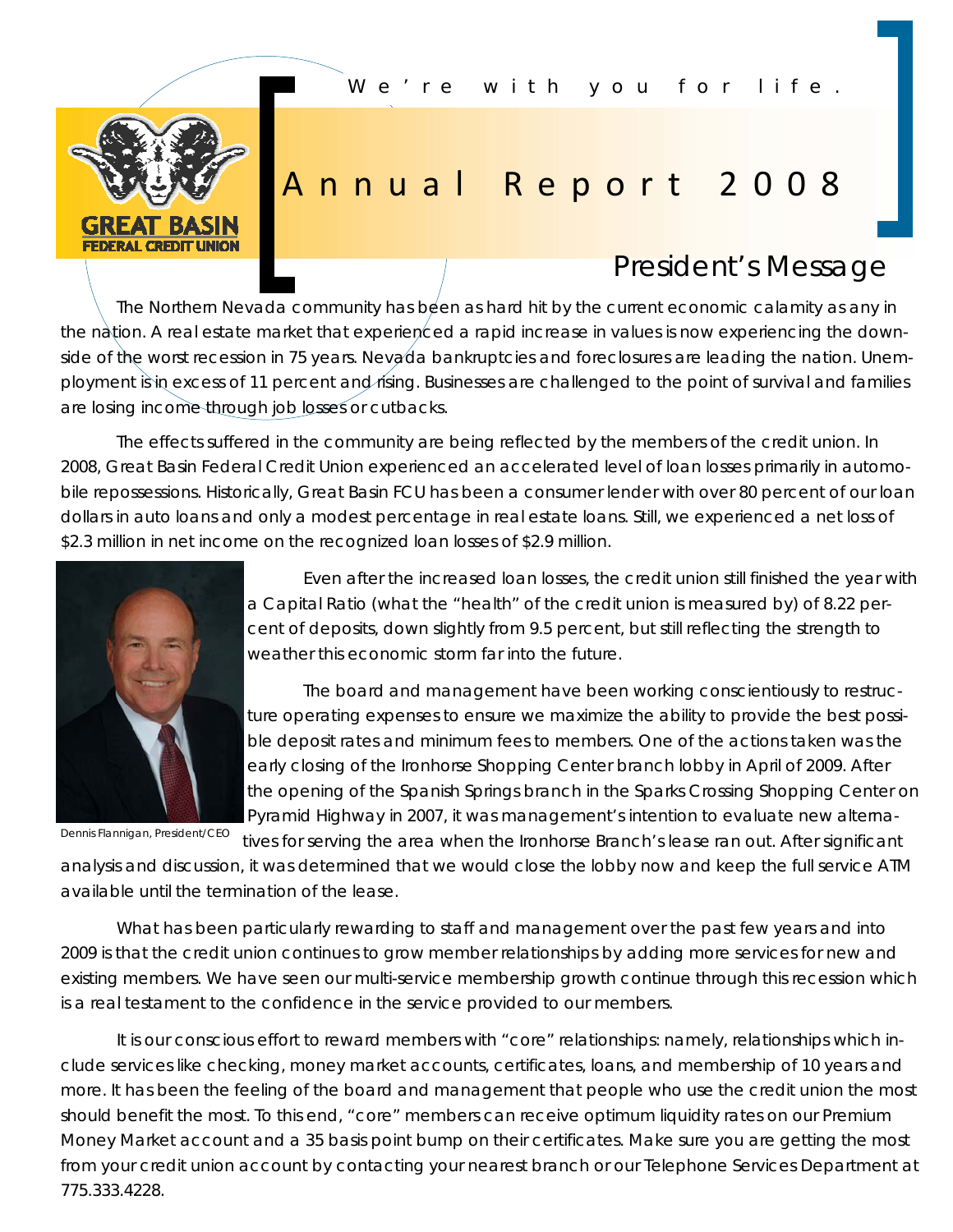We're with you for life.

GREAT BASIN
FEDERAL CREDIT UNION

# Annual Report 2008

## President's Message

The Northern Nevada community has been as hard hit by the current economic calamity as any in the nation. A real estate market that experienced a rapid increase in values is now experiencing the downside of the worst recession in 75 years. Nevada bankruptcies and foreclosures are leading the nation. Unemployment is in excess of 11 percent and rising. Businesses are challenged to the point of survival and families are losing income through job losses or cutbacks.

The effects suffered in the community are being reflected by the members of the credit union. In 2008, Great Basin Federal Credit Union experienced an accelerated level of loan losses primarily in automobile repossessions. Historically, Great Basin FCU has been a consumer lender with over 80 percent of our loan dollars in auto loans and only a modest percentage in real estate loans. Still, we experienced a net loss of $2.3 million in net income on the recognized loan losses of $2.9 million.

Dennis Flannigan, President/CEO

Even after the increased loan losses, the credit union still finished the year with a Capital Ratio (what the "health" of the credit union is measured by) of 8.22 percent of deposits, down slightly from 9.5 percent, but still reflecting the strength to weather this economic storm far into the future.

The board and management have been working conscientiously to restructure operating expenses to ensure we maximize the ability to provide the best possible deposit rates and minimum fees to members. One of the actions taken was the early closing of the Ironhorse Shopping Center branch lobby in April of 2009. After the opening of the Spanish Springs branch in the Sparks Crossing Shopping Center on Pyramid Highway in 2007, it was management's intention to evaluate new alternatives for serving the area when the Ironhorse Branch's lease ran out. After significant analysis and discussion, it was determined that we would close the lobby now and keep the full service ATM available until the termination of the lease.

What has been particularly rewarding to staff and management over the past few years and into 2009 is that the credit union continues to grow member relationships by adding more services for new and existing members. We have seen our multi-service membership growth continue through this recession which is a real testament to the confidence in the service provided to our members.

It is our conscious effort to reward members with "core" relationships: namely, relationships which include services like checking, money market accounts, certificates, loans, and membership of 10 years and more. It has been the feeling of the board and management that people who use the credit union the most should benefit the most. To this end, "core" members can receive optimum liquidity rates on our Premium Money Market account and a 35 basis point bump on their certificates. Make sure you are getting the most from your credit union account by contacting your nearest branch or our Telephone Services Department at 775.333.4228.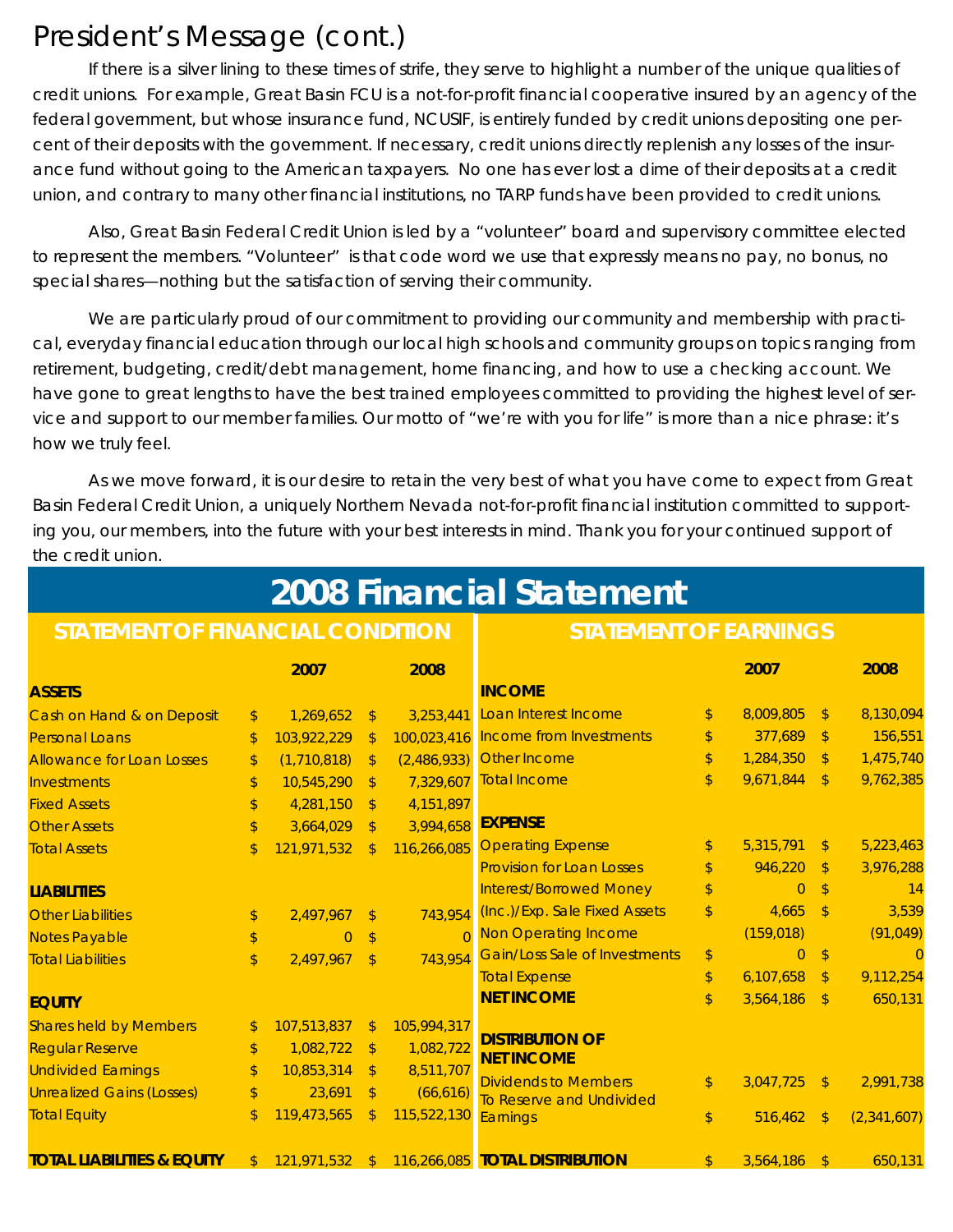# President's Message (cont.)

If there is a silver lining to these times of strife, they serve to highlight a number of the unique qualities of credit unions. For example, Great Basin FCU is a not-for-profit financial cooperative insured by an agency of the federal government, but whose insurance fund, NCUSIF, is entirely funded by credit unions depositing one percent of their deposits with the government. If necessary, credit unions directly replenish any losses of the insurance fund without going to the American taxpayers. No one has ever lost a dime of their deposits at a credit union, and contrary to many other financial institutions, no TARP funds have been provided to credit unions.

Also, Great Basin Federal Credit Union is led by a "volunteer" board and supervisory committee elected to represent the members. "Volunteer" is that code word we use that expressly means no pay, no bonus, no special shares—nothing but the satisfaction of serving their community.

We are particularly proud of our commitment to providing our community and membership with practical, everyday financial education through our local high schools and community groups on topics ranging from retirement, budgeting, credit/debt management, home financing, and how to use a checking account. We have gone to great lengths to have the best trained employees committed to providing the highest level of service and support to our member families. Our motto of "we're with you for life" is more than a nice phrase: it's how we truly feel.

As we move forward, it is our desire to retain the very best of what you have come to expect from Great Basin Federal Credit Union, a uniquely Northern Nevada not-for-profit financial institution committed to supporting you, our members, into the future with your best interests in mind. Thank you for your continued support of the credit union.

# 2008 Financial Statement

## STATEMENT OF FINANCIAL CONDITION

| | 2007 | 2008 |
|---|---|---|
| **ASSETS** | | |
| Cash on Hand & on Deposit | $ 1,269,652 | $ 3,253,441 |
| Personal Loans | $ 103,922,229 | $ 100,023,416 |
| Allowance for Loan Losses | $ (1,710,818) | $ (2,486,933) |
| Investments | $ 10,545,290 | $ 7,329,607 |
| Fixed Assets | $ 4,281,150 | $ 4,151,897 |
| Other Assets | $ 3,664,029 | $ 3,994,658 |
| Total Assets | $ 121,971,532 | $ 116,266,085 |
| **LIABILITIES** | | |
| Other Liabilities | $ 2,497,967 | $ 743,954 |
| Notes Payable | $ 0 | $ 0 |
| Total Liabilities | $ 2,497,967 | $ 743,954 |
| **EQUITY** | | |
| Shares held by Members | $ 107,513,837 | $ 105,994,317 |
| Regular Reserve | $ 1,082,722 | $ 1,082,722 |
| Undivided Earnings | $ 10,853,314 | $ 8,511,707 |
| Unrealized Gains (Losses) | $ 23,691 | $ (66,616) |
| Total Equity | $ 119,473,565 | $ 115,522,130 |
| **TOTAL LIABILITIES & EQUITY** | $ 121,971,532 | $ 116,266,085 |

## STATEMENT OF EARNINGS

| | 2007 | 2008 |
|---|---|---|
| **INCOME** | | |
| Loan Interest Income | $ 8,009,805 | $ 8,130,094 |
| Income from Investments | $ 377,689 | $ 156,551 |
| Other Income | $ 1,284,350 | $ 1,475,740 |
| Total Income | $ 9,671,844 | $ 9,762,385 |
| **EXPENSE** | | |
| Operating Expense | $ 5,315,791 | $ 5,223,463 |
| Provision for Loan Losses | $ 946,220 | $ 3,976,288 |
| Interest/Borrowed Money | $ 0 | $ 14 |
| (Inc.)/Exp. Sale Fixed Assets | $ 4,665 | $ 3,539 |
| Non Operating Income | (159,018) | (91,049) |
| Gain/Loss Sale of Investments | $ 0 | $ 0 |
| Total Expense | $ 6,107,658 | $ 9,112,254 |
| **NET INCOME** | $ 3,564,186 | $ 650,131 |
| **DISTRIBUTION OF NET INCOME** | | |
| Dividends to Members | $ 3,047,725 | $ 2,991,738 |
| To Reserve and Undivided Earnings | $ 516,462 | $ (2,341,607) |
| **TOTAL DISTRIBUTION** | $ 3,564,186 | $ 650,131 |